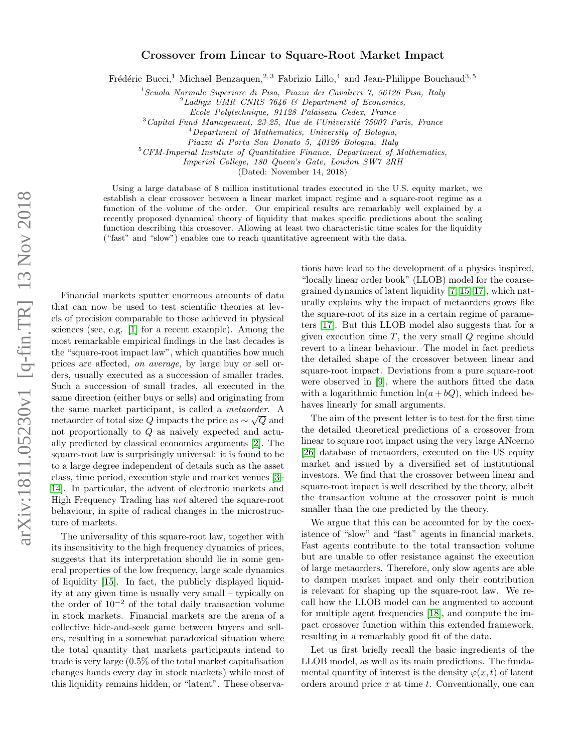# Crossover from Linear to Square-Root Market Impact

Frédéric Bucci,[1] Michael Benzaquen,[2,3] Fabrizio Lillo,[4] and Jean-Philippe Bouchaud[3,5]

[1] Scuola Normale Superiore di Pisa, Piazza dei Cavalieri 7, 56126 Pisa, Italy
[2] Ladhyx UMR CNRS 7646 & Department of Economics, Ecole Polytechnique, 91128 Palaiseau Cedex, France
[3] Capital Fund Management, 23-25, Rue de l'Université 75007 Paris, France
[4] Department of Mathematics, University of Bologna, Piazza di Porta San Donato 5, 40126 Bologna, Italy
[5] CFM-Imperial Institute of Quantitative Finance, Department of Mathematics, Imperial College, 180 Queen's Gate, London SW7 2RH

(Dated: November 14, 2018)

Using a large database of 8 million institutional trades executed in the U.S. equity market, we establish a clear crossover between a linear market impact regime and a square-root regime as a function of the volume of the order. Our empirical results are remarkably well explained by a recently proposed dynamical theory of liquidity that makes specific predictions about the scaling function describing this crossover. Allowing at least two characteristic time scales for the liquidity ("fast" and "slow") enables one to reach quantitative agreement with the data.

Financial markets sputter enormous amounts of data that can now be used to test scientific theories at levels of precision comparable to those achieved in physical sciences (see, e.g. [1] for a recent example). Among the most remarkable empirical findings in the last decades is the "square-root impact law", which quantifies how much prices are affected, *on average*, by large buy or sell orders, usually executed as a succession of smaller trades. Such a succession of small trades, all executed in the same direction (either buys or sells) and originating from the same market participant, is called a *metaorder*. A metaorder of total size $Q$ impacts the price as $\sim \sqrt{Q}$ and not proportionally to $Q$ as naively expected and actually predicted by classical economics arguments [2]. The square-root law is surprisingly universal: it is found to be to a large degree independent of details such as the asset class, time period, execution style and market venues [3–14]. In particular, the advent of electronic markets and High Frequency Trading has *not* altered the square-root behaviour, in spite of radical changes in the microstructure of markets.

The universality of this square-root law, together with its insensitivity to the high frequency dynamics of prices, suggests that its interpretation should lie in some general properties of the low frequency, large scale dynamics of liquidity [15]. In fact, the publicly displayed liquidity at any given time is usually very small – typically on the order of $10^{-2}$ of the total daily transaction volume in stock markets. Financial markets are the arena of a collective hide-and-seek game between buyers and sellers, resulting in a somewhat paradoxical situation where the total quantity that markets participants intend to trade is very large (0.5% of the total market capitalisation changes hands every day in stock markets) while most of this liquidity remains hidden, or "latent". These observations have lead to the development of a physics inspired, "locally linear order book" (LLOB) model for the coarse-grained dynamics of latent liquidity [7, 15–17], which naturally explains why the impact of metaorders grows like the square-root of its size in a certain regime of parameters [17]. But this LLOB model also suggests that for a given execution time $T$, the very small $Q$ regime should revert to a linear behaviour. The model in fact predicts the detailed shape of the crossover between linear and square-root impact. Deviations from a pure square-root were observed in [9], where the authors fitted the data with a logarithmic function $\ln(a + bQ)$, which indeed behaves linearly for small arguments.

The aim of the present letter is to test for the first time the detailed theoretical predictions of a crossover from linear to square root impact using the very large ANcerno [26] database of metaorders, executed on the US equity market and issued by a diversified set of institutional investors. We find that the crossover between linear and square-root impact is well described by the theory, albeit the transaction volume at the crossover point is much smaller than the one predicted by the theory.

We argue that this can be accounted for by the coexistence of "slow" and "fast" agents in financial markets. Fast agents contribute to the total transaction volume but are unable to offer resistance against the execution of large metaorders. Therefore, only slow agents are able to dampen market impact and only their contribution is relevant for shaping up the square-root law. We recall how the LLOB model can be augmented to account for multiple agent frequencies [18], and compute the impact crossover function within this extended framework, resulting in a remarkably good fit of the data.

Let us first briefly recall the basic ingredients of the LLOB model, as well as its main predictions. The fundamental quantity of interest is the density $\varphi(x, t)$ of latent orders around price $x$ at time $t$. Conventionally, one can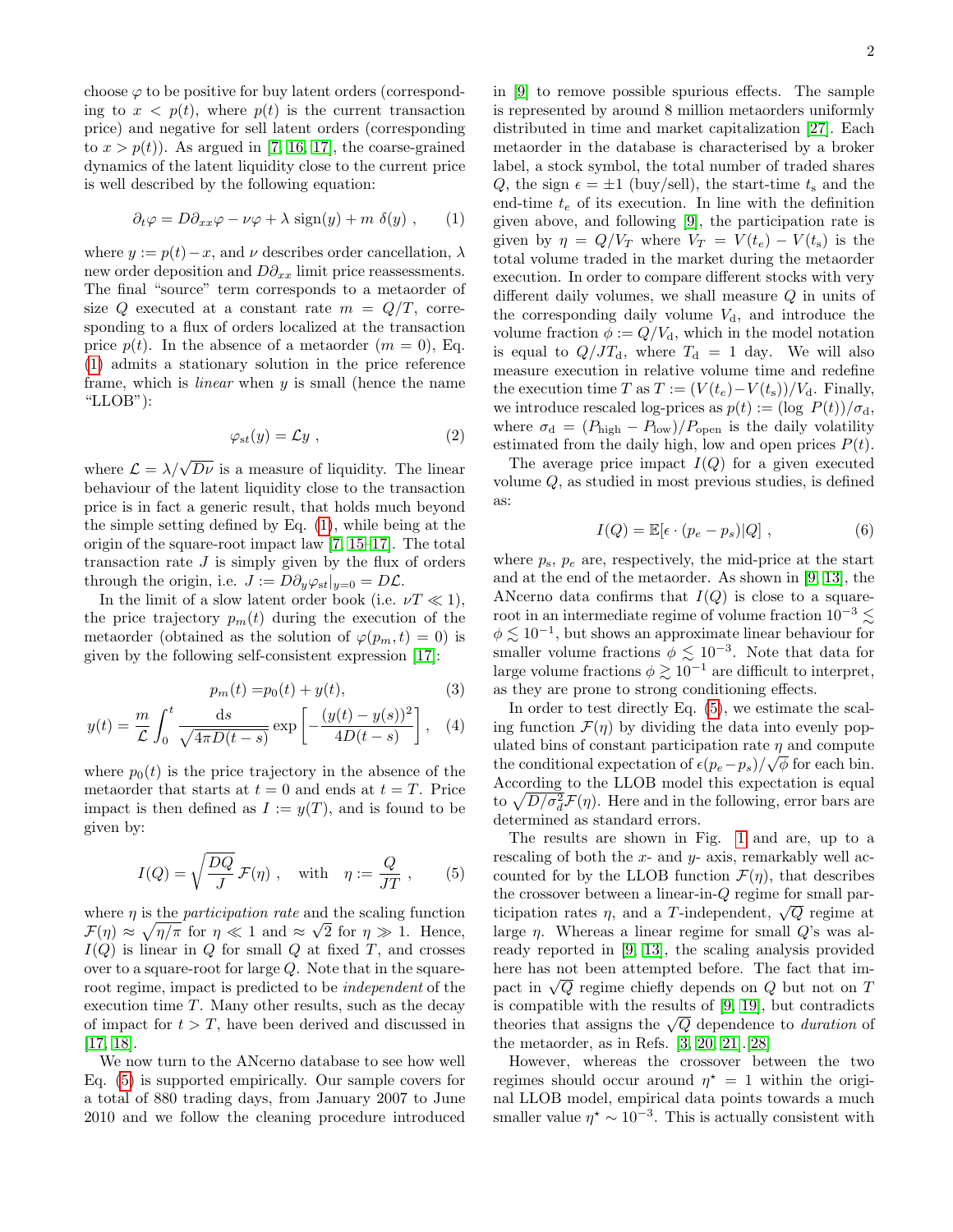choose $\varphi$ to be positive for buy latent orders (corresponding to $x < p(t)$, where $p(t)$ is the current transaction price) and negative for sell latent orders (corresponding to $x > p(t)$). As argued in [7, 16, 17], the coarse-grained dynamics of the latent liquidity close to the current price is well described by the following equation:

$$\partial_t \varphi = D\partial_{xx}\varphi - \nu\varphi + \lambda\,\mathrm{sign}(y) + m\ \delta(y)\ , \qquad (1)$$

where $y := p(t) - x$, and $\nu$ describes order cancellation, $\lambda$ new order deposition and $D\partial_{xx}$ limit price reassessments. The final "source" term corresponds to a metaorder of size $Q$ executed at a constant rate $m = Q/T$, corresponding to a flux of orders localized at the transaction price $p(t)$. In the absence of a metaorder ($m = 0$), Eq. (1) admits a stationary solution in the price reference frame, which is *linear* when $y$ is small (hence the name "LLOB"):

$$\varphi_{\mathrm{st}}(y) = \mathcal{L}y\ , \qquad (2)$$

where $\mathcal{L} = \lambda/\sqrt{D\nu}$ is a measure of liquidity. The linear behaviour of the latent liquidity close to the transaction price is in fact a generic result, that holds much beyond the simple setting defined by Eq. (1), while being at the origin of the square-root impact law [7, 15–17]. The total transaction rate $J$ is simply given by the flux of orders through the origin, i.e. $J := D\partial_y\varphi_{\mathrm{st}}|_{y=0} = D\mathcal{L}$.

In the limit of a slow latent order book (i.e. $\nu T \ll 1$), the price trajectory $p_m(t)$ during the execution of the metaorder (obtained as the solution of $\varphi(p_m, t) = 0$) is given by the following self-consistent expression [17]:

$$p_m(t) = p_0(t) + y(t), \qquad (3)$$

$$y(t) = \frac{m}{\mathcal{L}} \int_0^t \frac{\mathrm{d}s}{\sqrt{4\pi D(t-s)}} \exp\left[-\frac{(y(t)-y(s))^2}{4D(t-s)}\right], \qquad (4)$$

where $p_0(t)$ is the price trajectory in the absence of the metaorder that starts at $t = 0$ and ends at $t = T$. Price impact is then defined as $I := y(T)$, and is found to be given by:

$$I(Q) = \sqrt{\frac{DQ}{J}}\,\mathcal{F}(\eta)\ , \quad \text{with} \quad \eta := \frac{Q}{JT}\ , \qquad (5)$$

where $\eta$ is the *participation rate* and the scaling function $\mathcal{F}(\eta) \approx \sqrt{\eta/\pi}$ for $\eta \ll 1$ and $\approx \sqrt{2}$ for $\eta \gg 1$. Hence, $I(Q)$ is linear in $Q$ for small $Q$ at fixed $T$, and crosses over to a square-root for large $Q$. Note that in the square-root regime, impact is predicted to be *independent* of the execution time $T$. Many other results, such as the decay of impact for $t > T$, have been derived and discussed in [17, 18].

We now turn to the ANcerno database to see how well Eq. (5) is supported empirically. Our sample covers for a total of 880 trading days, from January 2007 to June 2010 and we follow the cleaning procedure introduced in [9] to remove possible spurious effects. The sample is represented by around 8 million metaorders uniformly distributed in time and market capitalization [27]. Each metaorder in the database is characterised by a broker label, a stock symbol, the total number of traded shares $Q$, the sign $\epsilon = \pm 1$ (buy/sell), the start-time $t_{\mathrm{s}}$ and the end-time $t_e$ of its execution. In line with the definition given above, and following [9], the participation rate is given by $\eta = Q/V_T$ where $V_T = V(t_e) - V(t_{\mathrm{s}})$ is the total volume traded in the market during the metaorder execution. In order to compare different stocks with very different daily volumes, we shall measure $Q$ in units of the corresponding daily volume $V_{\mathrm{d}}$, and introduce the volume fraction $\phi := Q/V_{\mathrm{d}}$, which in the model notation is equal to $Q/JT_{\mathrm{d}}$, where $T_{\mathrm{d}} = 1$ day. We will also measure execution in relative volume time and redefine the execution time $T$ as $T := (V(t_e) - V(t_{\mathrm{s}}))/V_{\mathrm{d}}$. Finally, we introduce rescaled log-prices as $p(t) := (\log\ P(t))/\sigma_{\mathrm{d}}$, where $\sigma_{\mathrm{d}} = (P_{\mathrm{high}} - P_{\mathrm{low}})/P_{\mathrm{open}}$ is the daily volatility estimated from the daily high, low and open prices $P(t)$.

The average price impact $I(Q)$ for a given executed volume $Q$, as studied in most previous studies, is defined as:

$$I(Q) = \mathbb{E}[\epsilon \cdot (p_e - p_s)|Q]\ , \qquad (6)$$

where $p_{\mathrm{s}}$, $p_e$ are, respectively, the mid-price at the start and at the end of the metaorder. As shown in [9, 13], the ANcerno data confirms that $I(Q)$ is close to a square-root in an intermediate regime of volume fraction $10^{-3} \lesssim \phi \lesssim 10^{-1}$, but shows an approximate linear behaviour for smaller volume fractions $\phi \lesssim 10^{-3}$. Note that data for large volume fractions $\phi \gtrsim 10^{-1}$ are difficult to interpret, as they are prone to strong conditioning effects.

In order to test directly Eq. (5), we estimate the scaling function $\mathcal{F}(\eta)$ by dividing the data into evenly populated bins of constant participation rate $\eta$ and compute the conditional expectation of $\epsilon(p_e - p_s)/\sqrt{\phi}$ for each bin. According to the LLOB model this expectation is equal to $\sqrt{D/\sigma_{\mathrm{d}}^2}\mathcal{F}(\eta)$. Here and in the following, error bars are determined as standard errors.

The results are shown in Fig. 1 and are, up to a rescaling of both the $x$- and $y$- axis, remarkably well accounted for by the LLOB function $\mathcal{F}(\eta)$, that describes the crossover between a linear-in-$Q$ regime for small participation rates $\eta$, and a $T$-independent, $\sqrt{Q}$ regime at large $\eta$. Whereas a linear regime for small $Q$'s was already reported in [9, 13], the scaling analysis provided here has not been attempted before. The fact that impact in $\sqrt{Q}$ regime chiefly depends on $Q$ but not on $T$ is compatible with the results of [9, 19], but contradicts theories that assigns the $\sqrt{Q}$ dependence to *duration* of the metaorder, as in Refs. [3, 20, 21].[28]

However, whereas the crossover between the two regimes should occur around $\eta^\star = 1$ within the original LLOB model, empirical data points towards a much smaller value $\eta^\star \sim 10^{-3}$. This is actually consistent with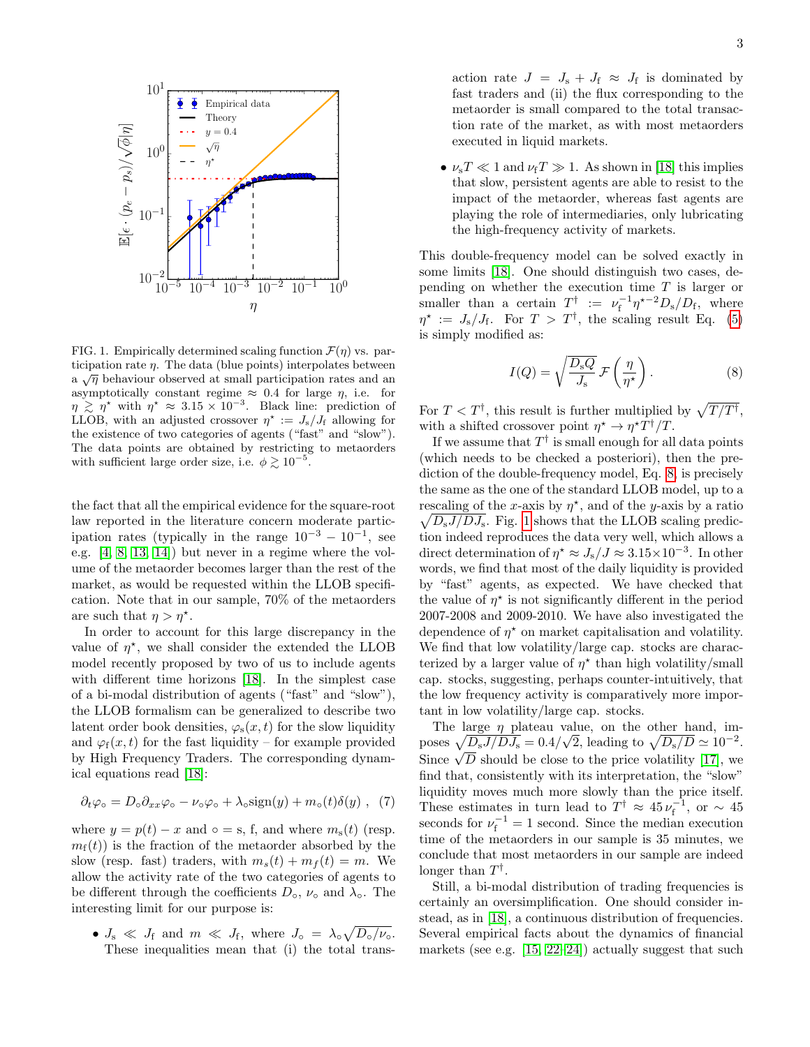$10^1$
$10^0$
$10^{-1}$
$10^{-2}$
$10^{-5}$ $10^{-4}$ $10^{-3}$ $10^{-2}$ $10^{-1}$ $10^0$
$\eta$
$\mathbb{E}[\epsilon \cdot (p_e - p_s)/\sqrt{\phi}|\eta]$
Empirical data
Theory
$y = 0.4$
$\sqrt{\eta}$
$\eta^\star$

FIG. 1. Empirically determined scaling function $\mathcal{F}(\eta)$ vs. participation rate $\eta$. The data (blue points) interpolates between a $\sqrt{\eta}$ behaviour observed at small participation rates and an asymptotically constant regime $\approx 0.4$ for large $\eta$, i.e. for $\eta \gtrsim \eta^\star$ with $\eta^\star \approx 3.15 \times 10^{-3}$. Black line: prediction of LLOB, with an adjusted crossover $\eta^\star := J_s/J_f$ allowing for the existence of two categories of agents ("fast" and "slow"). The data points are obtained by restricting to metaorders with sufficient large order size, i.e. $\phi \gtrsim 10^{-5}$.

the fact that all the empirical evidence for the square-root law reported in the literature concern moderate participation rates (typically in the range $10^{-3} - 10^{-1}$, see e.g. [4, 8, 13, 14]) but never in a regime where the volume of the metaorder becomes larger than the rest of the market, as would be requested within the LLOB specification. Note that in our sample, 70% of the metaorders are such that $\eta > \eta^\star$.

In order to account for this large discrepancy in the value of $\eta^\star$, we shall consider the extended the LLOB model recently proposed by two of us to include agents with different time horizons [18]. In the simplest case of a bi-modal distribution of agents ("fast" and "slow"), the LLOB formalism can be generalized to describe two latent order book densities, $\varphi_s(x,t)$ for the slow liquidity and $\varphi_f(x,t)$ for the fast liquidity – for example provided by High Frequency Traders. The corresponding dynamical equations read [18]:

$$\partial_t \varphi_\circ = D_\circ \partial_{xx} \varphi_\circ - \nu_\circ \varphi_\circ + \lambda_\circ \text{sign}(y) + m_\circ(t)\delta(y) \ , \quad (7)$$

where $y = p(t) - x$ and $\circ = \text{s, f}$, and where $m_s(t)$ (resp. $m_f(t)$) is the fraction of the metaorder absorbed by the slow (resp. fast) traders, with $m_s(t) + m_f(t) = m$. We allow the activity rate of the two categories of agents to be different through the coefficients $D_\circ$, $\nu_\circ$ and $\lambda_\circ$. The interesting limit for our purpose is:

- $J_s \ll J_f$ and $m \ll J_f$, where $J_\circ = \lambda_\circ \sqrt{D_\circ/\nu_\circ}$. These inequalities mean that (i) the total transaction rate $J = J_s + J_f \approx J_f$ is dominated by fast traders and (ii) the flux corresponding to the metaorder is small compared to the total transaction rate of the market, as with most metaorders executed in liquid markets.
- $\nu_s T \ll 1$ and $\nu_f T \gg 1$. As shown in [18] this implies that slow, persistent agents are able to resist to the impact of the metaorder, whereas fast agents are playing the role of intermediaries, only lubricating the high-frequency activity of markets.

This double-frequency model can be solved exactly in some limits [18]. One should distinguish two cases, depending on whether the execution time $T$ is larger or smaller than a certain $T^\dagger := \nu_f^{-1} \eta^{\star -2} D_s/D_f$, where $\eta^\star := J_s/J_f$. For $T > T^\dagger$, the scaling result Eq. (5) is simply modified as:

$$I(Q) = \sqrt{\frac{D_s Q}{J_s}} \, \mathcal{F}\left(\frac{\eta}{\eta^\star}\right). \quad (8)$$

For $T < T^\dagger$, this result is further multiplied by $\sqrt{T/T^\dagger}$, with a shifted crossover point $\eta^\star \to \eta^\star T^\dagger/T$.

If we assume that $T^\dagger$ is small enough for all data points (which needs to be checked a posteriori), then the prediction of the double-frequency model, Eq. 8, is precisely the same as the one of the standard LLOB model, up to a rescaling of the $x$-axis by $\eta^\star$, and of the $y$-axis by a ratio $\sqrt{D_s J/D J_s}$. Fig. 1 shows that the LLOB scaling prediction indeed reproduces the data very well, which allows a direct determination of $\eta^\star \approx J_s/J \approx 3.15 \times 10^{-3}$. In other words, we find that most of the daily liquidity is provided by "fast" agents, as expected. We have checked that the value of $\eta^\star$ is not significantly different in the period 2007-2008 and 2009-2010. We have also investigated the dependence of $\eta^\star$ on market capitalisation and volatility. We find that low volatility/large cap. stocks are characterized by a larger value of $\eta^\star$ than high volatility/small cap. stocks, suggesting, perhaps counter-intuitively, that the low frequency activity is comparatively more important in low volatility/large cap. stocks.

The large $\eta$ plateau value, on the other hand, imposes $\sqrt{D_s J/D J_s} = 0.4/\sqrt{2}$, leading to $\sqrt{D_s/D} \simeq 10^{-2}$. Since $\sqrt{D}$ should be close to the price volatility [17], we find that, consistently with its interpretation, the "slow" liquidity moves much more slowly than the price itself. These estimates in turn lead to $T^\dagger \approx 45\,\nu_f^{-1}$, or $\sim 45$ seconds for $\nu_f^{-1} = 1$ second. Since the median execution time of the metaorders in our sample is 35 minutes, we conclude that most metaorders in our sample are indeed longer than $T^\dagger$.

Still, a bi-modal distribution of trading frequencies is certainly an oversimplification. One should consider instead, as in [18], a continuous distribution of frequencies. Several empirical facts about the dynamics of financial markets (see e.g. [15, 22–24]) actually suggest that such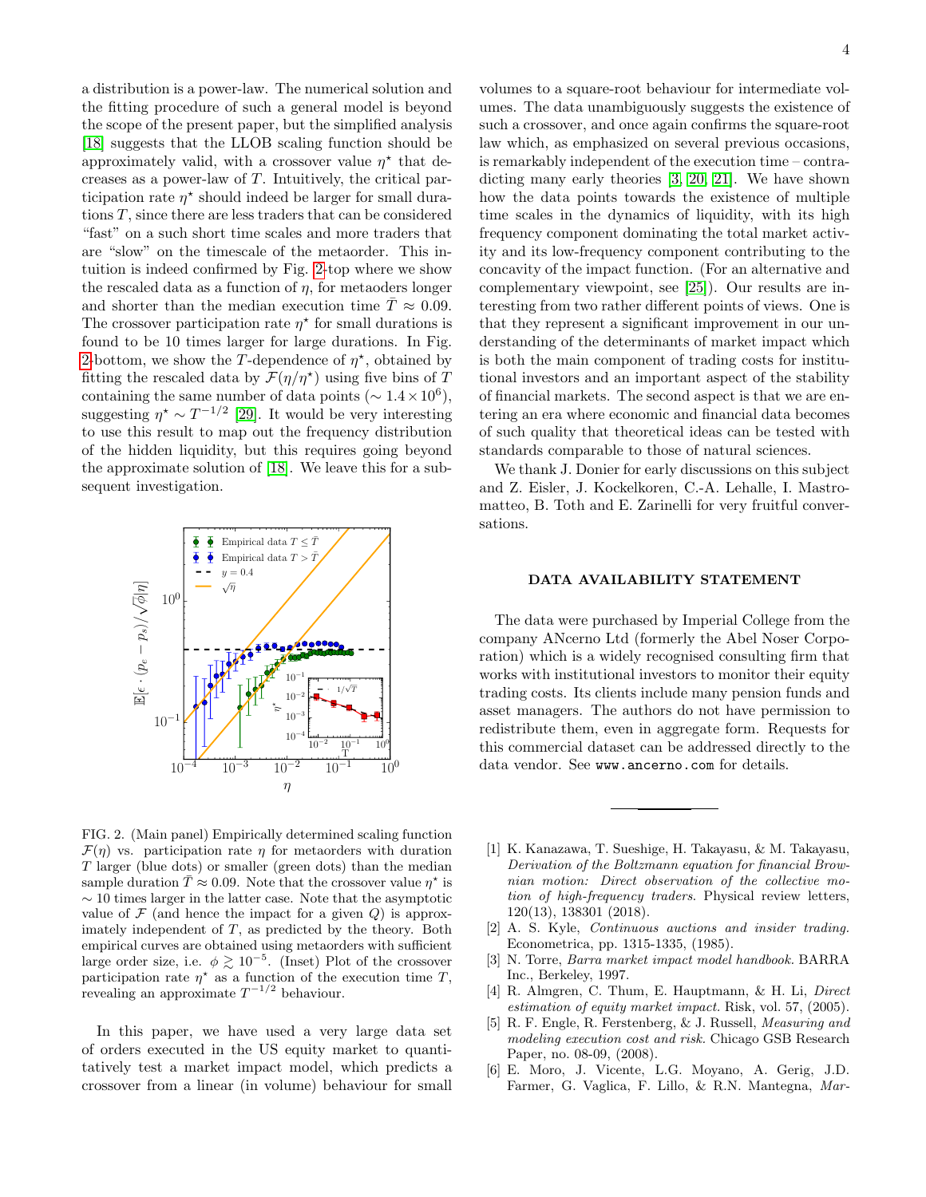a distribution is a power-law. The numerical solution and the fitting procedure of such a general model is beyond the scope of the present paper, but the simplified analysis [18] suggests that the LLOB scaling function should be approximately valid, with a crossover value $\eta^\star$ that decreases as a power-law of $T$. Intuitively, the critical participation rate $\eta^\star$ should indeed be larger for small durations $T$, since there are less traders that can be considered "fast" on a such short time scales and more traders that are "slow" on the timescale of the metaorder. This intuition is indeed confirmed by Fig. 2-top where we show the rescaled data as a function of $\eta$, for metaoders longer and shorter than the median execution time $\bar{T} \approx 0.09$. The crossover participation rate $\eta^\star$ for small durations is found to be 10 times larger for large durations. In Fig. 2-bottom, we show the $T$-dependence of $\eta^\star$, obtained by fitting the rescaled data by $\mathcal{F}(\eta/\eta^\star)$ using five bins of $T$ containing the same number of data points ($\sim 1.4 \times 10^6$), suggesting $\eta^\star \sim T^{-1/2}$ [29]. It would be very interesting to use this result to map out the frequency distribution of the hidden liquidity, but this requires going beyond the approximate solution of [18]. We leave this for a subsequent investigation.

Empirical data $T \leq \bar{T}$
Empirical data $T > \bar{T}$
$y = 0.4$
$\sqrt{\eta}$
$\mathbb{E}[\epsilon \cdot (p_e - p_s)/\sqrt{\phi}|\eta]$
$\eta$
$1/\sqrt{T}$
$\eta^\star$
T

FIG. 2. (Main panel) Empirically determined scaling function $\mathcal{F}(\eta)$ vs. participation rate $\eta$ for metaorders with duration $T$ larger (blue dots) or smaller (green dots) than the median sample duration $\bar{T} \approx 0.09$. Note that the crossover value $\eta^\star$ is $\sim 10$ times larger in the latter case. Note that the asymptotic value of $\mathcal{F}$ (and hence the impact for a given $Q$) is approximately independent of $T$, as predicted by the theory. Both empirical curves are obtained using metaorders with sufficient large order size, i.e. $\phi \gtrsim 10^{-5}$. (Inset) Plot of the crossover participation rate $\eta^\star$ as a function of the execution time $T$, revealing an approximate $T^{-1/2}$ behaviour.

In this paper, we have used a very large data set of orders executed in the US equity market to quantitatively test a market impact model, which predicts a crossover from a linear (in volume) behaviour for small volumes to a square-root behaviour for intermediate volumes. The data unambiguously suggests the existence of such a crossover, and once again confirms the square-root law which, as emphasized on several previous occasions, is remarkably independent of the execution time – contradicting many early theories [3, 20, 21]. We have shown how the data points towards the existence of multiple time scales in the dynamics of liquidity, with its high frequency component dominating the total market activity and its low-frequency component contributing to the concavity of the impact function. (For an alternative and complementary viewpoint, see [25]). Our results are interesting from two rather different points of views. One is that they represent a significant improvement in our understanding of the determinants of market impact which is both the main component of trading costs for institutional investors and an important aspect of the stability of financial markets. The second aspect is that we are entering an era where economic and financial data becomes of such quality that theoretical ideas can be tested with standards comparable to those of natural sciences.

We thank J. Donier for early discussions on this subject and Z. Eisler, J. Kockelkoren, C.-A. Lehalle, I. Mastromatteo, B. Toth and E. Zarinelli for very fruitful conversations.

## DATA AVAILABILITY STATEMENT

The data were purchased by Imperial College from the company ANcerno Ltd (formerly the Abel Noser Corporation) which is a widely recognised consulting firm that works with institutional investors to monitor their equity trading costs. Its clients include many pension funds and asset managers. The authors do not have permission to redistribute them, even in aggregate form. Requests for this commercial dataset can be addressed directly to the data vendor. See `www.ancerno.com` for details.

---

[1] K. Kanazawa, T. Sueshige, H. Takayasu, & M. Takayasu, *Derivation of the Boltzmann equation for financial Brownian motion: Direct observation of the collective motion of high-frequency traders.* Physical review letters, 120(13), 138301 (2018).

[2] A. S. Kyle, *Continuous auctions and insider trading.* Econometrica, pp. 1315-1335, (1985).

[3] N. Torre, *Barra market impact model handbook.* BARRA Inc., Berkeley, 1997.

[4] R. Almgren, C. Thum, E. Hauptmann, & H. Li, *Direct estimation of equity market impact.* Risk, vol. 57, (2005).

[5] R. F. Engle, R. Ferstenberg, & J. Russell, *Measuring and modeling execution cost and risk.* Chicago GSB Research Paper, no. 08-09, (2008).

[6] E. Moro, J. Vicente, L.G. Moyano, A. Gerig, J.D. Farmer, G. Vaglica, F. Lillo, & R.N. Mantegna, *Mar-*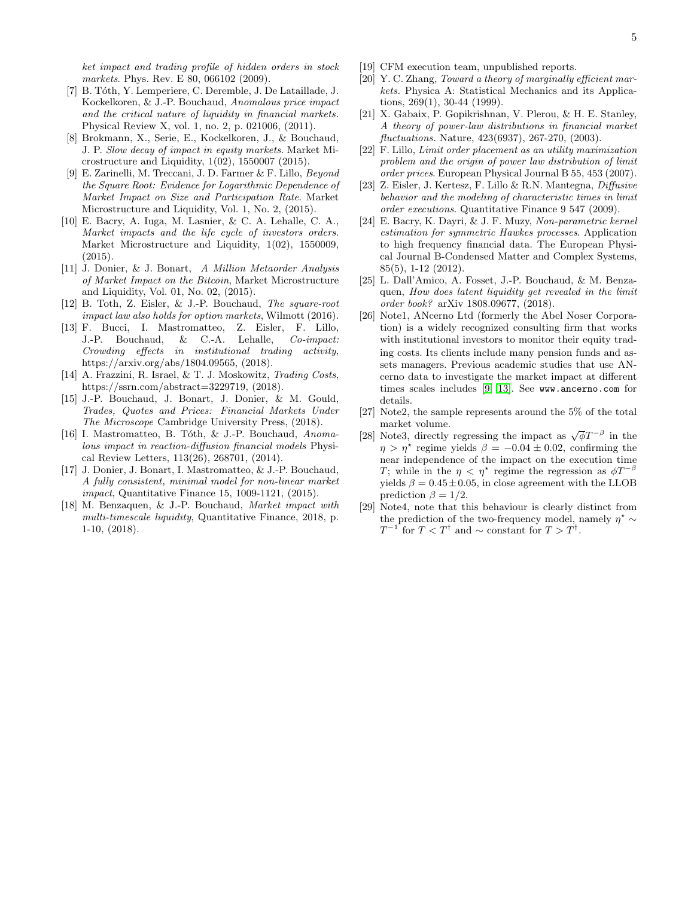ket impact and trading profile of hidden orders in stock markets*. Phys. Rev. E 80, 066102 (2009).

[7] B. Tóth, Y. Lemperiere, C. Deremble, J. De Lataillade, J. Kockelkoren, & J.-P. Bouchaud, *Anomalous price impact and the critical nature of liquidity in financial markets.* Physical Review X, vol. 1, no. 2, p. 021006, (2011).

[8] Brokmann, X., Serie, E., Kockelkoren, J., & Bouchaud, J. P. *Slow decay of impact in equity markets*. Market Microstructure and Liquidity, 1(02), 1550007 (2015).

[9] E. Zarinelli, M. Treccani, J. D. Farmer & F. Lillo, *Beyond the Square Root: Evidence for Logarithmic Dependence of Market Impact on Size and Participation Rate*. Market Microstructure and Liquidity, Vol. 1, No. 2, (2015).

[10] E. Bacry, A. Iuga, M. Lasnier, & C. A. Lehalle, C. A., *Market impacts and the life cycle of investors orders*. Market Microstructure and Liquidity, 1(02), 1550009, (2015).

[11] J. Donier, & J. Bonart, *A Million Metaorder Analysis of Market Impact on the Bitcoin*, Market Microstructure and Liquidity, Vol. 01, No. 02, (2015).

[12] B. Toth, Z. Eisler, & J.-P. Bouchaud, *The square-root impact law also holds for option markets*, Wilmott (2016).

[13] F. Bucci, I. Mastromatteo, Z. Eisler, F. Lillo, J.-P. Bouchaud, & C.-A. Lehalle, *Co-impact: Crowding effects in institutional trading activity*, https://arxiv.org/abs/1804.09565, (2018).

[14] A. Frazzini, R. Israel, & T. J. Moskowitz, *Trading Costs*, https://ssrn.com/abstract=3229719, (2018).

[15] J.-P. Bouchaud, J. Bonart, J. Donier, & M. Gould, *Trades, Quotes and Prices: Financial Markets Under The Microscope* Cambridge University Press, (2018).

[16] I. Mastromatteo, B. Tóth, & J.-P. Bouchaud, *Anomalous impact in reaction-diffusion financial models* Physical Review Letters, 113(26), 268701, (2014).

[17] J. Donier, J. Bonart, I. Mastromatteo, & J.-P. Bouchaud, *A fully consistent, minimal model for non-linear market impact*, Quantitative Finance 15, 1009-1121, (2015).

[18] M. Benzaquen, & J.-P. Bouchaud, *Market impact with multi-timescale liquidity*, Quantitative Finance, 2018, p. 1-10, (2018).

[19] CFM execution team, unpublished reports.

[20] Y. C. Zhang, *Toward a theory of marginally efficient markets.* Physica A: Statistical Mechanics and its Applications, 269(1), 30-44 (1999).

[21] X. Gabaix, P. Gopikrishnan, V. Plerou, & H. E. Stanley, *A theory of power-law distributions in financial market fluctuations.* Nature, 423(6937), 267-270, (2003).

[22] F. Lillo, *Limit order placement as an utility maximization problem and the origin of power law distribution of limit order prices*. European Physical Journal B 55, 453 (2007).

[23] Z. Eisler, J. Kertesz, F. Lillo & R.N. Mantegna, *Diffusive behavior and the modeling of characteristic times in limit order executions*. Quantitative Finance 9 547 (2009).

[24] E. Bacry, K. Dayri, & J. F. Muzy, *Non-parametric kernel estimation for symmetric Hawkes processes*. Application to high frequency financial data. The European Physical Journal B-Condensed Matter and Complex Systems, 85(5), 1-12 (2012).

[25] L. Dall'Amico, A. Fosset, J.-P. Bouchaud, & M. Benzaquen, *How does latent liquidity get revealed in the limit order book?* arXiv 1808.09677, (2018).

[26] Note1, ANcerno Ltd (formerly the Abel Noser Corporation) is a widely recognized consulting firm that works with institutional investors to monitor their equity trading costs. Its clients include many pension funds and assets managers. Previous academic studies that use ANcerno data to investigate the market impact at different times scales includes [9] [13]. See `www.ancerno.com` for details.

[27] Note2, the sample represents around the 5% of the total market volume.

[28] Note3, directly regressing the impact as $\sqrt{\phi}T^{-\beta}$ in the $\eta > \eta^\star$ regime yields $\beta = -0.04 \pm 0.02$, confirming the near independence of the impact on the execution time $T$; while in the $\eta < \eta^\star$ regime the regression as $\phi T^{-\beta}$ yields $\beta = 0.45 \pm 0.05$, in close agreement with the LLOB prediction $\beta = 1/2$.

[29] Note4, note that this behaviour is clearly distinct from the prediction of the two-frequency model, namely $\eta^\star \sim T^{-1}$ for $T < T^\dagger$ and $\sim$ constant for $T > T^\dagger$.